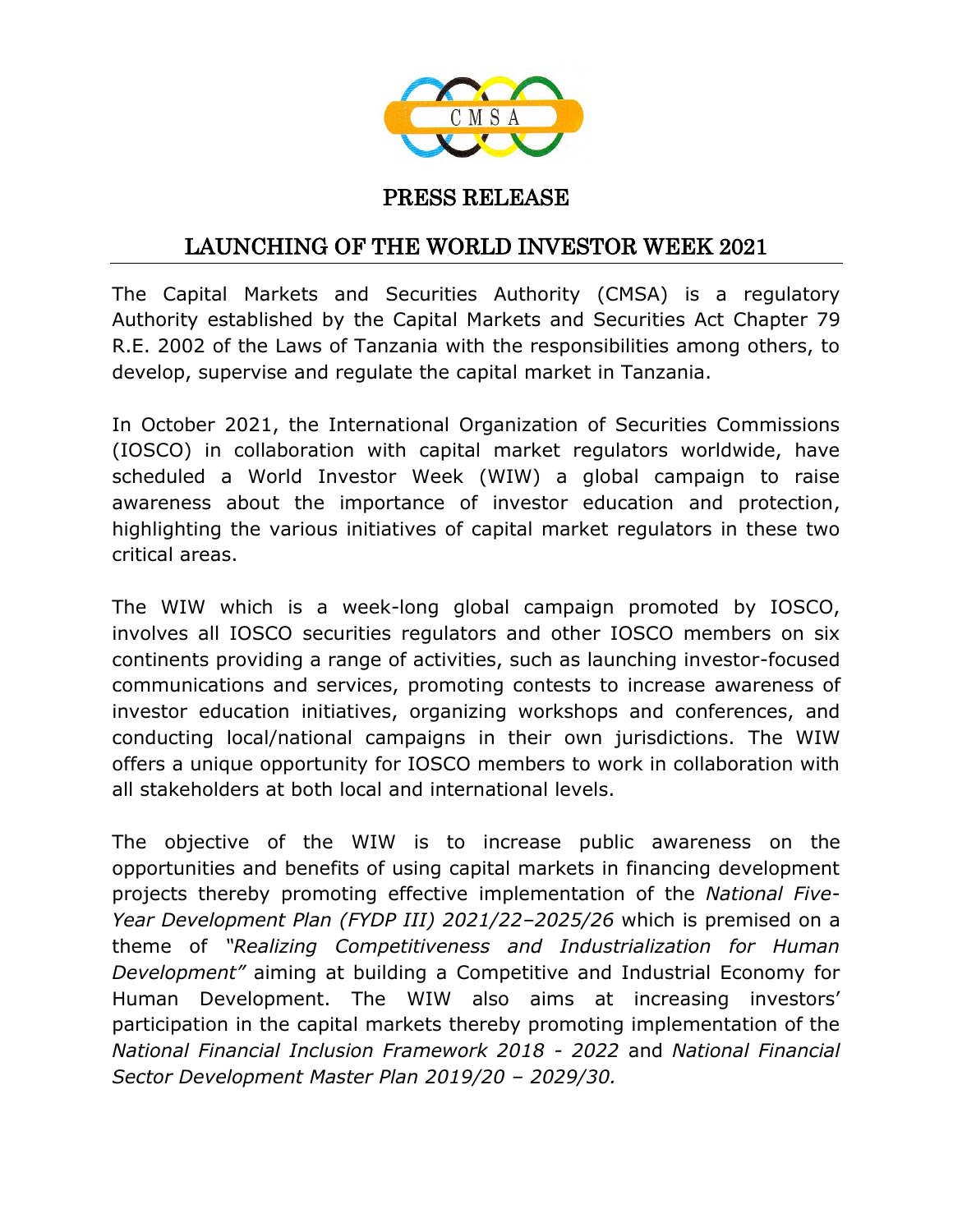# PRESS RELEASE

## LAUNCHING OF THE WORLD INVESTOR WEEK 2021

The Capital Markets and Securities Authority (CMSA) is a regulatory Authority established by the Capital Markets and Securities Act Chapter 79 R.E. 2002 of the Laws of Tanzania with the responsibilities among others, to develop, supervise and regulate the capital market in Tanzania.

In October 2021, the International Organization of Securities Commissions (IOSCO) in collaboration with capital market regulators worldwide, have scheduled a World Investor Week (WIW) a global campaign to raise awareness about the importance of investor education and protection, highlighting the various initiatives of capital market regulators in these two critical areas.

The WIW which is a week-long global campaign promoted by IOSCO, involves all IOSCO securities regulators and other IOSCO members on six continents providing a range of activities, such as launching investor-focused communications and services, promoting contests to increase awareness of investor education initiatives, organizing workshops and conferences, and conducting local/national campaigns in their own jurisdictions. The WIW offers a unique opportunity for IOSCO members to work in collaboration with all stakeholders at both local and international levels.

The objective of the WIW is to increase public awareness on the opportunities and benefits of using capital markets in financing development projects thereby promoting effective implementation of the *National Five-Year Development Plan (FYDP III) 2021/22–2025/26* which is premised on a theme of *"Realizing Competitiveness and Industrialization for Human Development"* aiming at building a Competitive and Industrial Economy for Human Development. The WIW also aims at increasing investors' participation in the capital markets thereby promoting implementation of the *National Financial Inclusion Framework 2018 - 2022* and *National Financial Sector Development Master Plan 2019/20 – 2029/30.*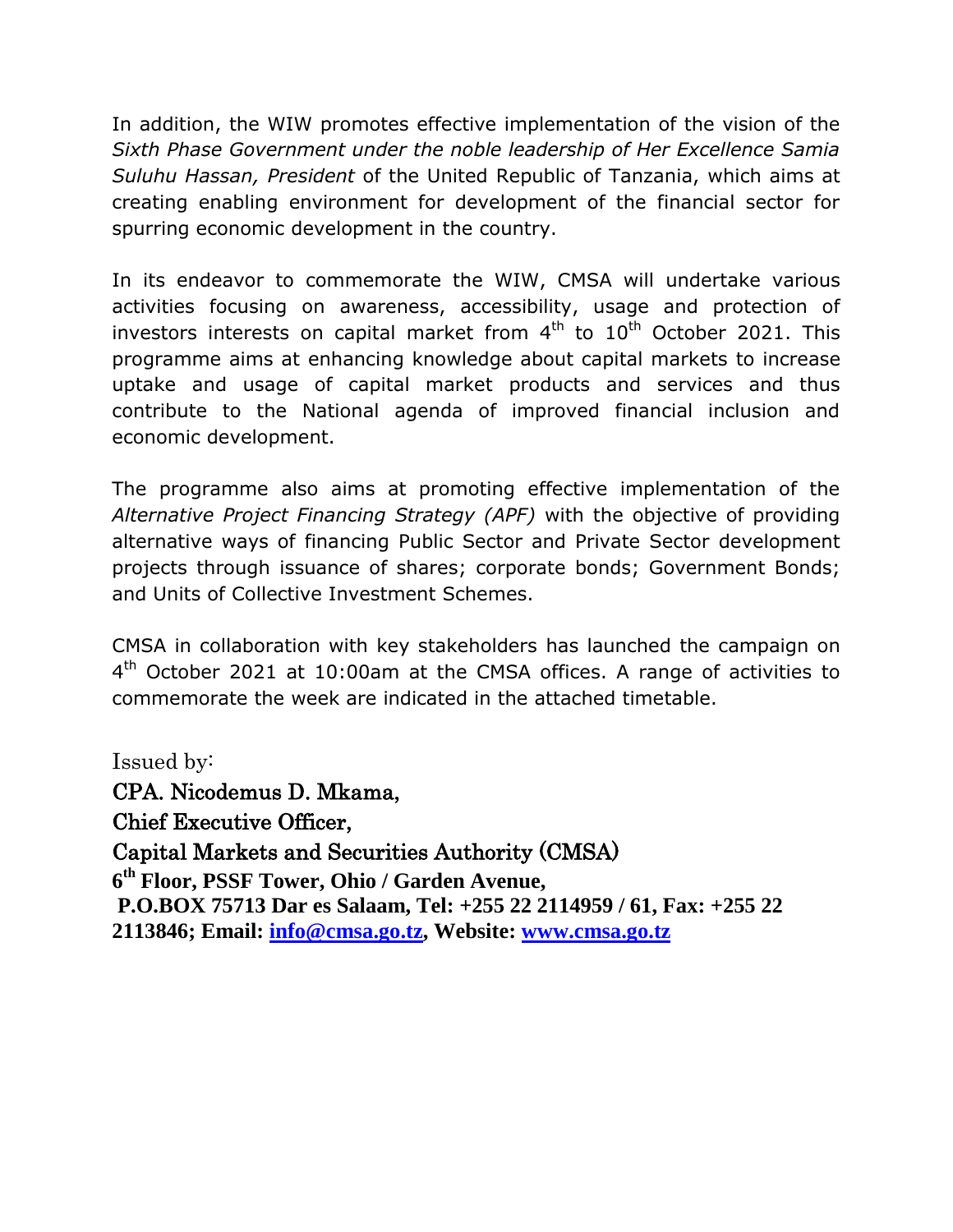In addition, the WIW promotes effective implementation of the vision of the *Sixth Phase Government under the noble leadership of Her Excellence Samia Suluhu Hassan, President* of the United Republic of Tanzania, which aims at creating enabling environment for development of the financial sector for spurring economic development in the country.

In its endeavor to commemorate the WIW, CMSA will undertake various activities focusing on awareness, accessibility, usage and protection of investors interests on capital market from 4th to 10th October 2021. This programme aims at enhancing knowledge about capital markets to increase uptake and usage of capital market products and services and thus contribute to the National agenda of improved financial inclusion and economic development.

The programme also aims at promoting effective implementation of the *Alternative Project Financing Strategy (APF)* with the objective of providing alternative ways of financing Public Sector and Private Sector development projects through issuance of shares; corporate bonds; Government Bonds; and Units of Collective Investment Schemes.

CMSA in collaboration with key stakeholders has launched the campaign on 4th October 2021 at 10:00am at the CMSA offices. A range of activities to commemorate the week are indicated in the attached timetable.

Issued by:

CPA. Nicodemus D. Mkama,

Chief Executive Officer,

Capital Markets and Securities Authority (CMSA)

**6th Floor, PSSF Tower, Ohio / Garden Avenue,**

**P.O.BOX 75713 Dar es Salaam, Tel: +255 22 2114959 / 61, Fax: +255 22 2113846; Email: info@cmsa.go.tz, Website: www.cmsa.go.tz**